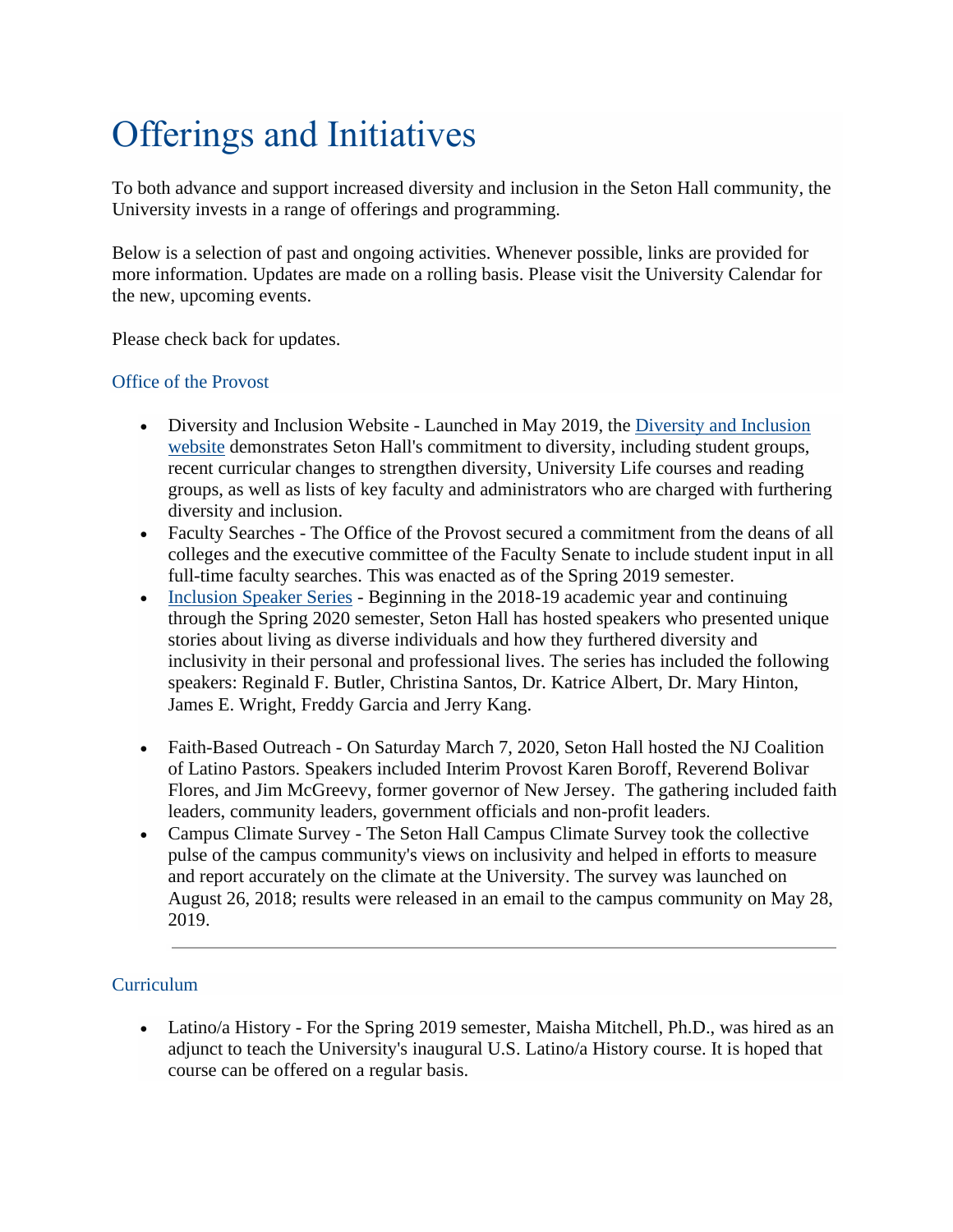# Offerings and Initiatives

To both advance and support increased diversity and inclusion in the Seton Hall community, the University invests in a range of offerings and programming.

Below is a selection of past and ongoing activities. Whenever possible, links are provided for more information. Updates are made on a rolling basis. Please visit the University Calendar for the new, upcoming events.

Please check back for updates.

## Office of the Provost

- Diversity and Inclusion Website - Launched in May 2019, the Diversity and Inclusion website demonstrates Seton Hall's commitment to diversity, including student groups, recent curricular changes to strengthen diversity, University Life courses and reading groups, as well as lists of key faculty and administrators who are charged with furthering diversity and inclusion.
- Faculty Searches - The Office of the Provost secured a commitment from the deans of all colleges and the executive committee of the Faculty Senate to include student input in all full-time faculty searches. This was enacted as of the Spring 2019 semester.
- Inclusion Speaker Series - Beginning in the 2018-19 academic year and continuing through the Spring 2020 semester, Seton Hall has hosted speakers who presented unique stories about living as diverse individuals and how they furthered diversity and inclusivity in their personal and professional lives. The series has included the following speakers: Reginald F. Butler, Christina Santos, Dr. Katrice Albert, Dr. Mary Hinton, James E. Wright, Freddy Garcia and Jerry Kang.
- Faith-Based Outreach - On Saturday March 7, 2020, Seton Hall hosted the NJ Coalition of Latino Pastors. Speakers included Interim Provost Karen Boroff, Reverend Bolivar Flores, and Jim McGreevy, former governor of New Jersey. The gathering included faith leaders, community leaders, government officials and non-profit leaders.
- Campus Climate Survey - The Seton Hall Campus Climate Survey took the collective pulse of the campus community's views on inclusivity and helped in efforts to measure and report accurately on the climate at the University. The survey was launched on August 26, 2018; results were released in an email to the campus community on May 28, 2019.

---

## Curriculum

- Latino/a History - For the Spring 2019 semester, Maisha Mitchell, Ph.D., was hired as an adjunct to teach the University's inaugural U.S. Latino/a History course. It is hoped that course can be offered on a regular basis.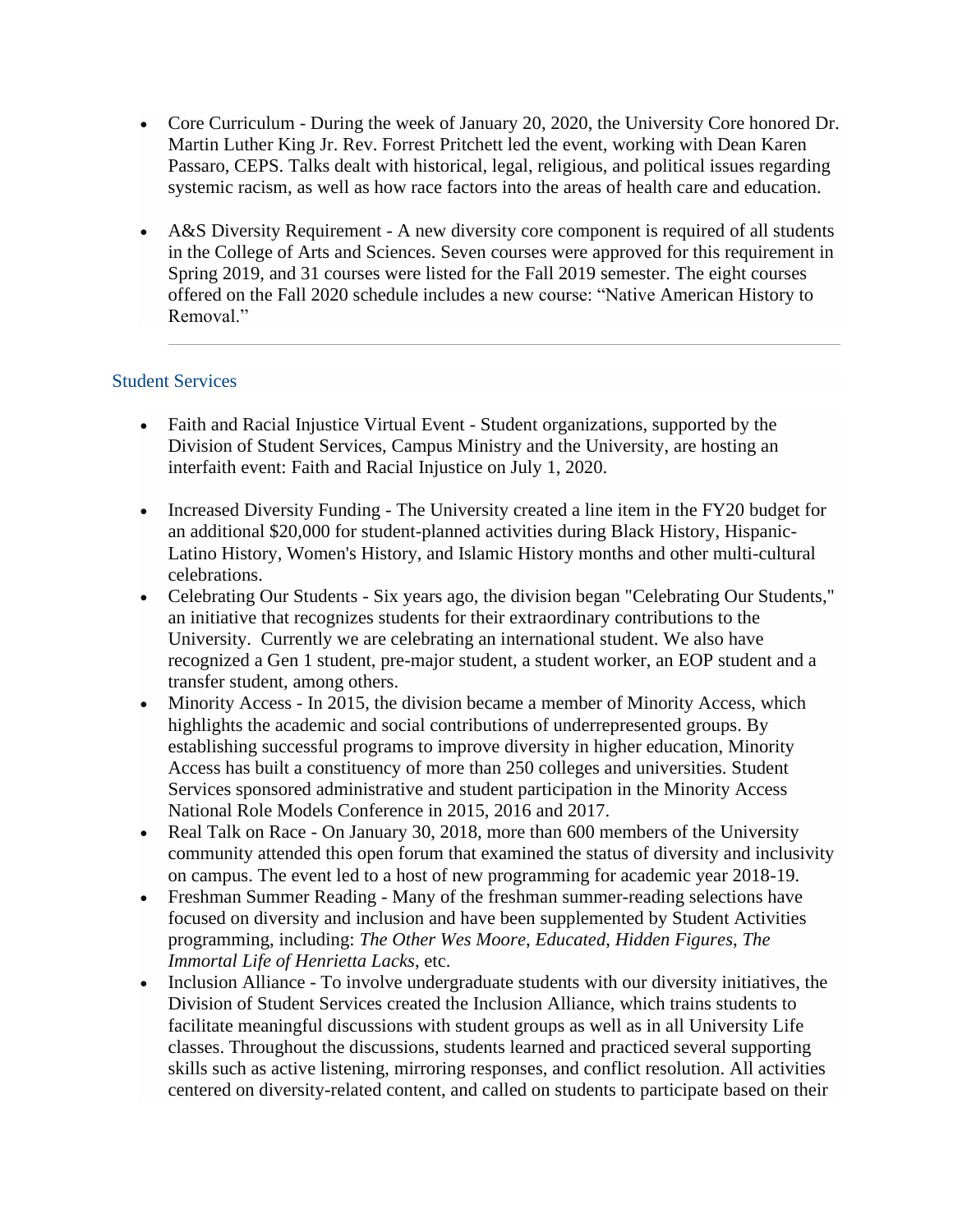- Core Curriculum - During the week of January 20, 2020, the University Core honored Dr. Martin Luther King Jr. Rev. Forrest Pritchett led the event, working with Dean Karen Passaro, CEPS. Talks dealt with historical, legal, religious, and political issues regarding systemic racism, as well as how race factors into the areas of health care and education.

- A&S Diversity Requirement - A new diversity core component is required of all students in the College of Arts and Sciences. Seven courses were approved for this requirement in Spring 2019, and 31 courses were listed for the Fall 2019 semester. The eight courses offered on the Fall 2020 schedule includes a new course: "Native American History to Removal."

---

## Student Services

- Faith and Racial Injustice Virtual Event - Student organizations, supported by the Division of Student Services, Campus Ministry and the University, are hosting an interfaith event: Faith and Racial Injustice on July 1, 2020.

- Increased Diversity Funding - The University created a line item in the FY20 budget for an additional $20,000 for student-planned activities during Black History, Hispanic-Latino History, Women's History, and Islamic History months and other multi-cultural celebrations.
- Celebrating Our Students - Six years ago, the division began "Celebrating Our Students," an initiative that recognizes students for their extraordinary contributions to the University. Currently we are celebrating an international student. We also have recognized a Gen 1 student, pre-major student, a student worker, an EOP student and a transfer student, among others.
- Minority Access - In 2015, the division became a member of Minority Access, which highlights the academic and social contributions of underrepresented groups. By establishing successful programs to improve diversity in higher education, Minority Access has built a constituency of more than 250 colleges and universities. Student Services sponsored administrative and student participation in the Minority Access National Role Models Conference in 2015, 2016 and 2017.
- Real Talk on Race - On January 30, 2018, more than 600 members of the University community attended this open forum that examined the status of diversity and inclusivity on campus. The event led to a host of new programming for academic year 2018-19.
- Freshman Summer Reading - Many of the freshman summer-reading selections have focused on diversity and inclusion and have been supplemented by Student Activities programming, including: *The Other Wes Moore*, *Educated*, *Hidden Figures*, *The Immortal Life of Henrietta Lacks*, etc.
- Inclusion Alliance - To involve undergraduate students with our diversity initiatives, the Division of Student Services created the Inclusion Alliance, which trains students to facilitate meaningful discussions with student groups as well as in all University Life classes. Throughout the discussions, students learned and practiced several supporting skills such as active listening, mirroring responses, and conflict resolution. All activities centered on diversity-related content, and called on students to participate based on their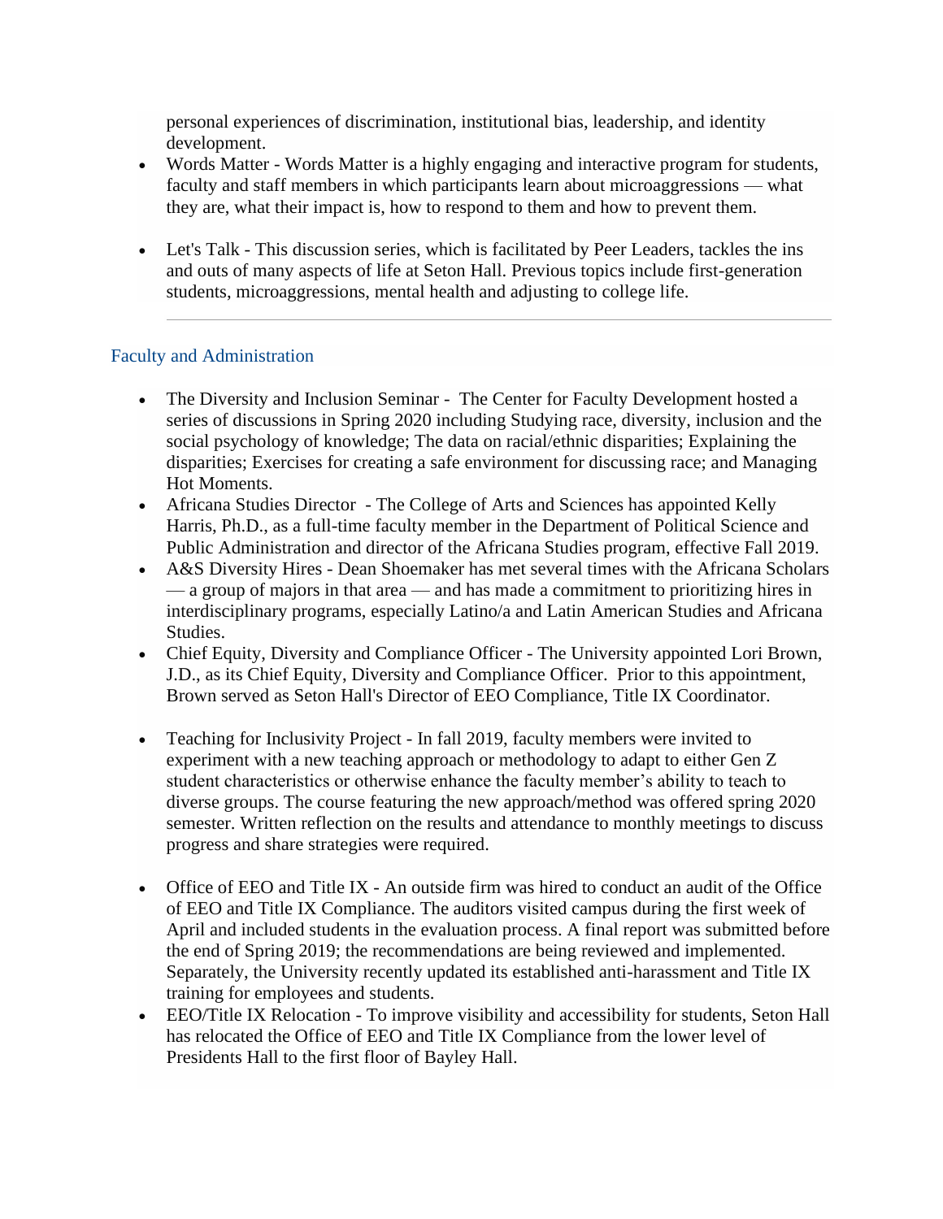personal experiences of discrimination, institutional bias, leadership, and identity development.

- Words Matter - Words Matter is a highly engaging and interactive program for students, faculty and staff members in which participants learn about microaggressions — what they are, what their impact is, how to respond to them and how to prevent them.
- Let's Talk - This discussion series, which is facilitated by Peer Leaders, tackles the ins and outs of many aspects of life at Seton Hall. Previous topics include first-generation students, microaggressions, mental health and adjusting to college life.

---

## Faculty and Administration

- The Diversity and Inclusion Seminar - The Center for Faculty Development hosted a series of discussions in Spring 2020 including Studying race, diversity, inclusion and the social psychology of knowledge; The data on racial/ethnic disparities; Explaining the disparities; Exercises for creating a safe environment for discussing race; and Managing Hot Moments.
- Africana Studies Director - The College of Arts and Sciences has appointed Kelly Harris, Ph.D., as a full-time faculty member in the Department of Political Science and Public Administration and director of the Africana Studies program, effective Fall 2019.
- A&S Diversity Hires - Dean Shoemaker has met several times with the Africana Scholars — a group of majors in that area — and has made a commitment to prioritizing hires in interdisciplinary programs, especially Latino/a and Latin American Studies and Africana Studies.
- Chief Equity, Diversity and Compliance Officer - The University appointed Lori Brown, J.D., as its Chief Equity, Diversity and Compliance Officer. Prior to this appointment, Brown served as Seton Hall's Director of EEO Compliance, Title IX Coordinator.
- Teaching for Inclusivity Project - In fall 2019, faculty members were invited to experiment with a new teaching approach or methodology to adapt to either Gen Z student characteristics or otherwise enhance the faculty member's ability to teach to diverse groups. The course featuring the new approach/method was offered spring 2020 semester. Written reflection on the results and attendance to monthly meetings to discuss progress and share strategies were required.
- Office of EEO and Title IX - An outside firm was hired to conduct an audit of the Office of EEO and Title IX Compliance. The auditors visited campus during the first week of April and included students in the evaluation process. A final report was submitted before the end of Spring 2019; the recommendations are being reviewed and implemented. Separately, the University recently updated its established anti-harassment and Title IX training for employees and students.
- EEO/Title IX Relocation - To improve visibility and accessibility for students, Seton Hall has relocated the Office of EEO and Title IX Compliance from the lower level of Presidents Hall to the first floor of Bayley Hall.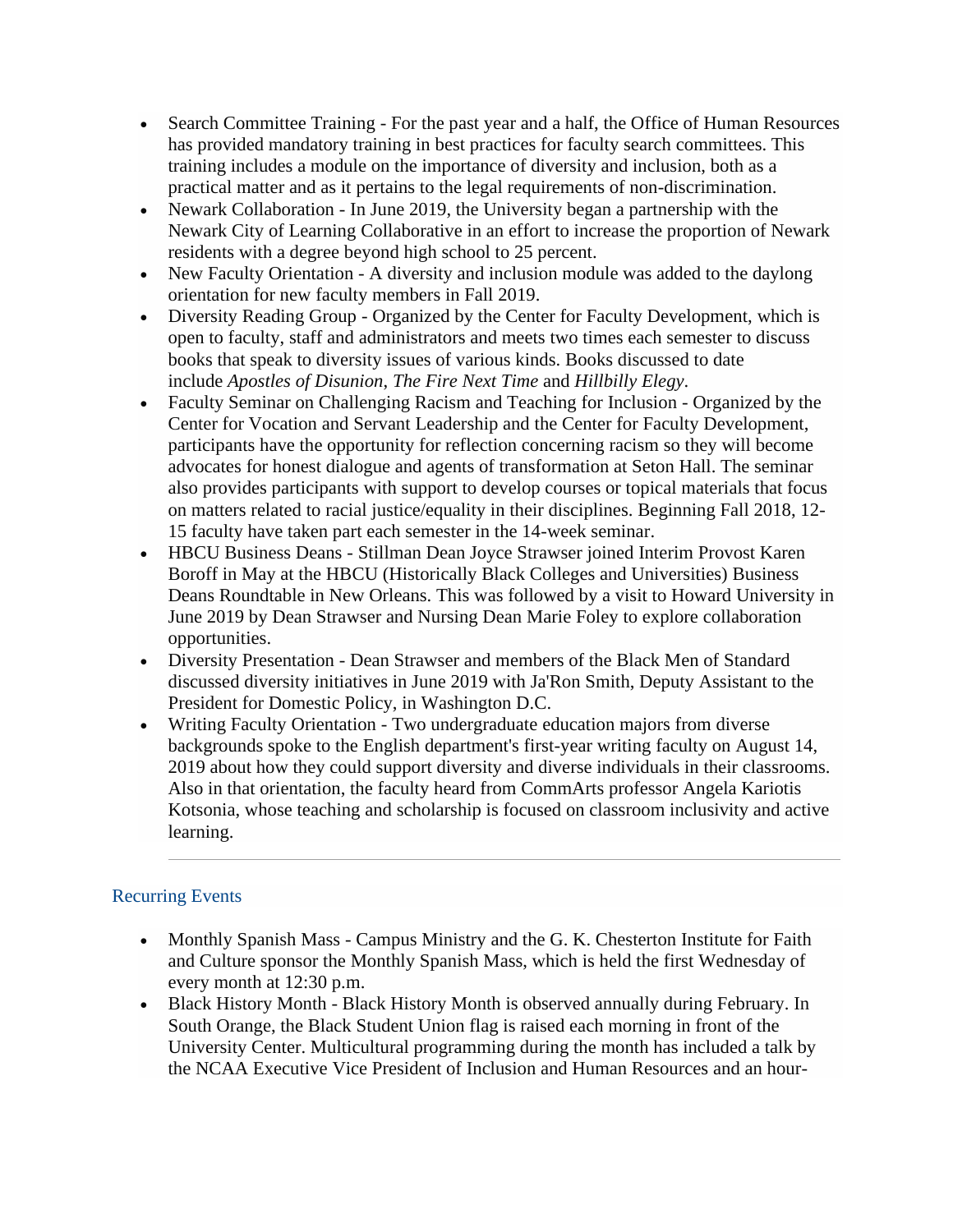- Search Committee Training - For the past year and a half, the Office of Human Resources has provided mandatory training in best practices for faculty search committees. This training includes a module on the importance of diversity and inclusion, both as a practical matter and as it pertains to the legal requirements of non-discrimination.
- Newark Collaboration - In June 2019, the University began a partnership with the Newark City of Learning Collaborative in an effort to increase the proportion of Newark residents with a degree beyond high school to 25 percent.
- New Faculty Orientation - A diversity and inclusion module was added to the daylong orientation for new faculty members in Fall 2019.
- Diversity Reading Group - Organized by the Center for Faculty Development, which is open to faculty, staff and administrators and meets two times each semester to discuss books that speak to diversity issues of various kinds. Books discussed to date include *Apostles of Disunion*, *The Fire Next Time* and *Hillbilly Elegy*.
- Faculty Seminar on Challenging Racism and Teaching for Inclusion - Organized by the Center for Vocation and Servant Leadership and the Center for Faculty Development, participants have the opportunity for reflection concerning racism so they will become advocates for honest dialogue and agents of transformation at Seton Hall. The seminar also provides participants with support to develop courses or topical materials that focus on matters related to racial justice/equality in their disciplines. Beginning Fall 2018, 12-15 faculty have taken part each semester in the 14-week seminar.
- HBCU Business Deans - Stillman Dean Joyce Strawser joined Interim Provost Karen Boroff in May at the HBCU (Historically Black Colleges and Universities) Business Deans Roundtable in New Orleans. This was followed by a visit to Howard University in June 2019 by Dean Strawser and Nursing Dean Marie Foley to explore collaboration opportunities.
- Diversity Presentation - Dean Strawser and members of the Black Men of Standard discussed diversity initiatives in June 2019 with Ja'Ron Smith, Deputy Assistant to the President for Domestic Policy, in Washington D.C.
- Writing Faculty Orientation - Two undergraduate education majors from diverse backgrounds spoke to the English department's first-year writing faculty on August 14, 2019 about how they could support diversity and diverse individuals in their classrooms. Also in that orientation, the faculty heard from CommArts professor Angela Kariotis Kotsonia, whose teaching and scholarship is focused on classroom inclusivity and active learning.

---

## Recurring Events

- Monthly Spanish Mass - Campus Ministry and the G. K. Chesterton Institute for Faith and Culture sponsor the Monthly Spanish Mass, which is held the first Wednesday of every month at 12:30 p.m.
- Black History Month - Black History Month is observed annually during February. In South Orange, the Black Student Union flag is raised each morning in front of the University Center. Multicultural programming during the month has included a talk by the NCAA Executive Vice President of Inclusion and Human Resources and an hour-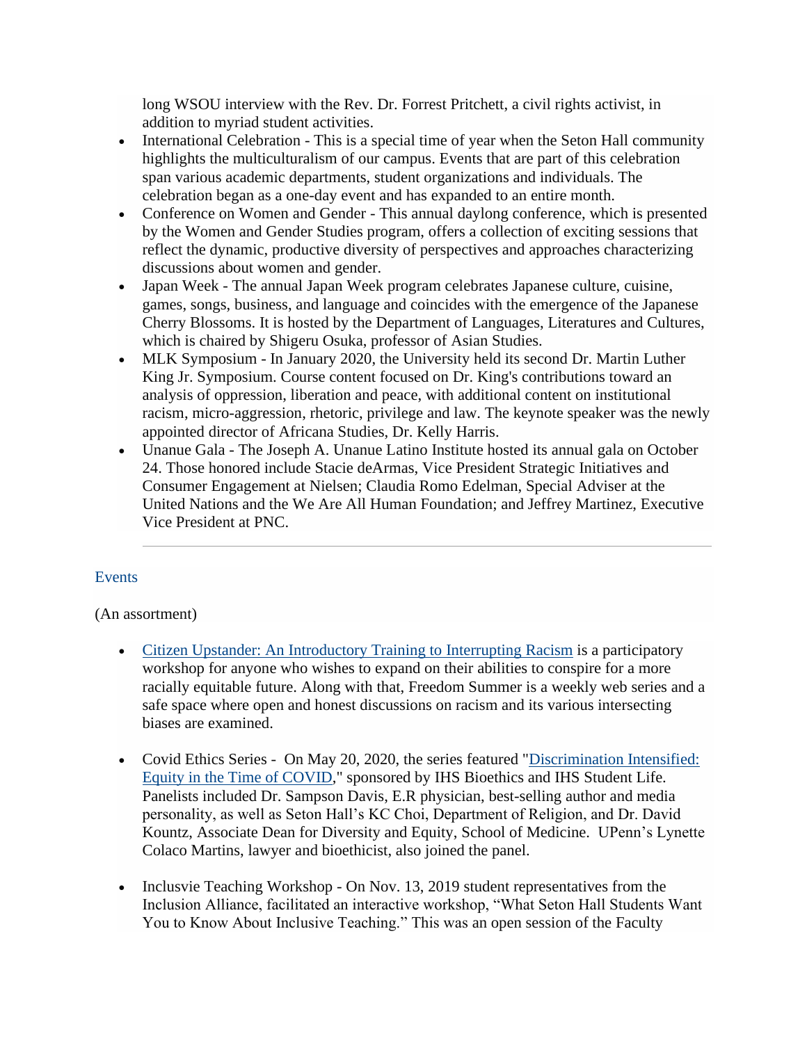long WSOU interview with the Rev. Dr. Forrest Pritchett, a civil rights activist, in addition to myriad student activities.

- International Celebration - This is a special time of year when the Seton Hall community highlights the multiculturalism of our campus. Events that are part of this celebration span various academic departments, student organizations and individuals. The celebration began as a one-day event and has expanded to an entire month.
- Conference on Women and Gender - This annual daylong conference, which is presented by the Women and Gender Studies program, offers a collection of exciting sessions that reflect the dynamic, productive diversity of perspectives and approaches characterizing discussions about women and gender.
- Japan Week - The annual Japan Week program celebrates Japanese culture, cuisine, games, songs, business, and language and coincides with the emergence of the Japanese Cherry Blossoms. It is hosted by the Department of Languages, Literatures and Cultures, which is chaired by Shigeru Osuka, professor of Asian Studies.
- MLK Symposium - In January 2020, the University held its second Dr. Martin Luther King Jr. Symposium. Course content focused on Dr. King's contributions toward an analysis of oppression, liberation and peace, with additional content on institutional racism, micro-aggression, rhetoric, privilege and law. The keynote speaker was the newly appointed director of Africana Studies, Dr. Kelly Harris.
- Unanue Gala - The Joseph A. Unanue Latino Institute hosted its annual gala on October 24. Those honored include Stacie deArmas, Vice President Strategic Initiatives and Consumer Engagement at Nielsen; Claudia Romo Edelman, Special Adviser at the United Nations and the We Are All Human Foundation; and Jeffrey Martinez, Executive Vice President at PNC.

---

## Events

(An assortment)

- Citizen Upstander: An Introductory Training to Interrupting Racism is a participatory workshop for anyone who wishes to expand on their abilities to conspire for a more racially equitable future. Along with that, Freedom Summer is a weekly web series and a safe space where open and honest discussions on racism and its various intersecting biases are examined.

- Covid Ethics Series - On May 20, 2020, the series featured "Discrimination Intensified: Equity in the Time of COVID," sponsored by IHS Bioethics and IHS Student Life. Panelists included Dr. Sampson Davis, E.R physician, best-selling author and media personality, as well as Seton Hall's KC Choi, Department of Religion, and Dr. David Kountz, Associate Dean for Diversity and Equity, School of Medicine. UPenn's Lynette Colaco Martins, lawyer and bioethicist, also joined the panel.

- Inclusvie Teaching Workshop - On Nov. 13, 2019 student representatives from the Inclusion Alliance, facilitated an interactive workshop, "What Seton Hall Students Want You to Know About Inclusive Teaching." This was an open session of the Faculty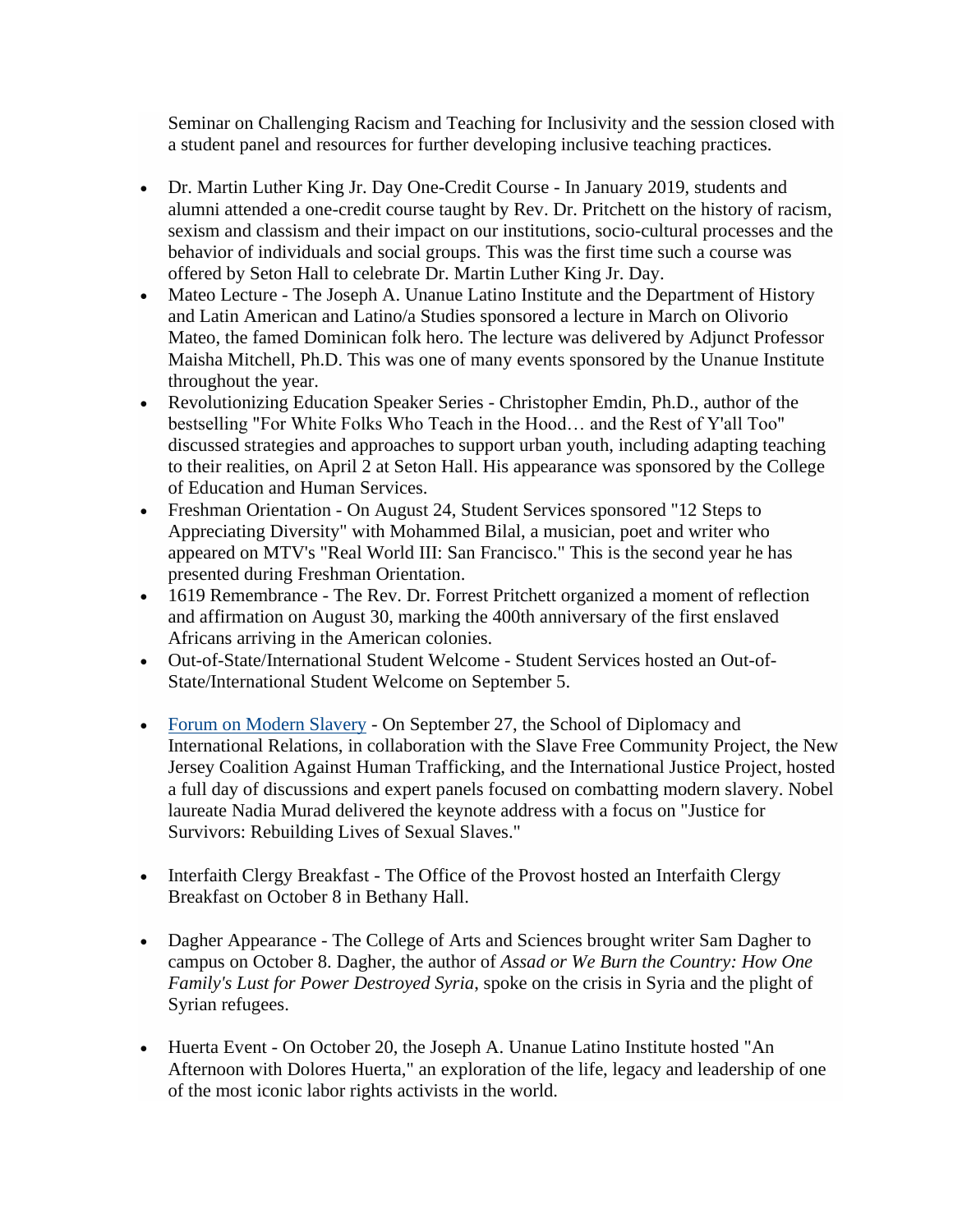Seminar on Challenging Racism and Teaching for Inclusivity and the session closed with a student panel and resources for further developing inclusive teaching practices.

- Dr. Martin Luther King Jr. Day One-Credit Course - In January 2019, students and alumni attended a one-credit course taught by Rev. Dr. Pritchett on the history of racism, sexism and classism and their impact on our institutions, socio-cultural processes and the behavior of individuals and social groups. This was the first time such a course was offered by Seton Hall to celebrate Dr. Martin Luther King Jr. Day.
- Mateo Lecture - The Joseph A. Unanue Latino Institute and the Department of History and Latin American and Latino/a Studies sponsored a lecture in March on Olivorio Mateo, the famed Dominican folk hero. The lecture was delivered by Adjunct Professor Maisha Mitchell, Ph.D. This was one of many events sponsored by the Unanue Institute throughout the year.
- Revolutionizing Education Speaker Series - Christopher Emdin, Ph.D., author of the bestselling "For White Folks Who Teach in the Hood… and the Rest of Y'all Too" discussed strategies and approaches to support urban youth, including adapting teaching to their realities, on April 2 at Seton Hall. His appearance was sponsored by the College of Education and Human Services.
- Freshman Orientation - On August 24, Student Services sponsored "12 Steps to Appreciating Diversity" with Mohammed Bilal, a musician, poet and writer who appeared on MTV's "Real World III: San Francisco." This is the second year he has presented during Freshman Orientation.
- 1619 Remembrance - The Rev. Dr. Forrest Pritchett organized a moment of reflection and affirmation on August 30, marking the 400th anniversary of the first enslaved Africans arriving in the American colonies.
- Out-of-State/International Student Welcome - Student Services hosted an Out-of-State/International Student Welcome on September 5.

- Forum on Modern Slavery - On September 27, the School of Diplomacy and International Relations, in collaboration with the Slave Free Community Project, the New Jersey Coalition Against Human Trafficking, and the International Justice Project, hosted a full day of discussions and expert panels focused on combatting modern slavery. Nobel laureate Nadia Murad delivered the keynote address with a focus on "Justice for Survivors: Rebuilding Lives of Sexual Slaves."

- Interfaith Clergy Breakfast - The Office of the Provost hosted an Interfaith Clergy Breakfast on October 8 in Bethany Hall.

- Dagher Appearance - The College of Arts and Sciences brought writer Sam Dagher to campus on October 8. Dagher, the author of *Assad or We Burn the Country: How One Family's Lust for Power Destroyed Syria*, spoke on the crisis in Syria and the plight of Syrian refugees.

- Huerta Event - On October 20, the Joseph A. Unanue Latino Institute hosted "An Afternoon with Dolores Huerta," an exploration of the life, legacy and leadership of one of the most iconic labor rights activists in the world.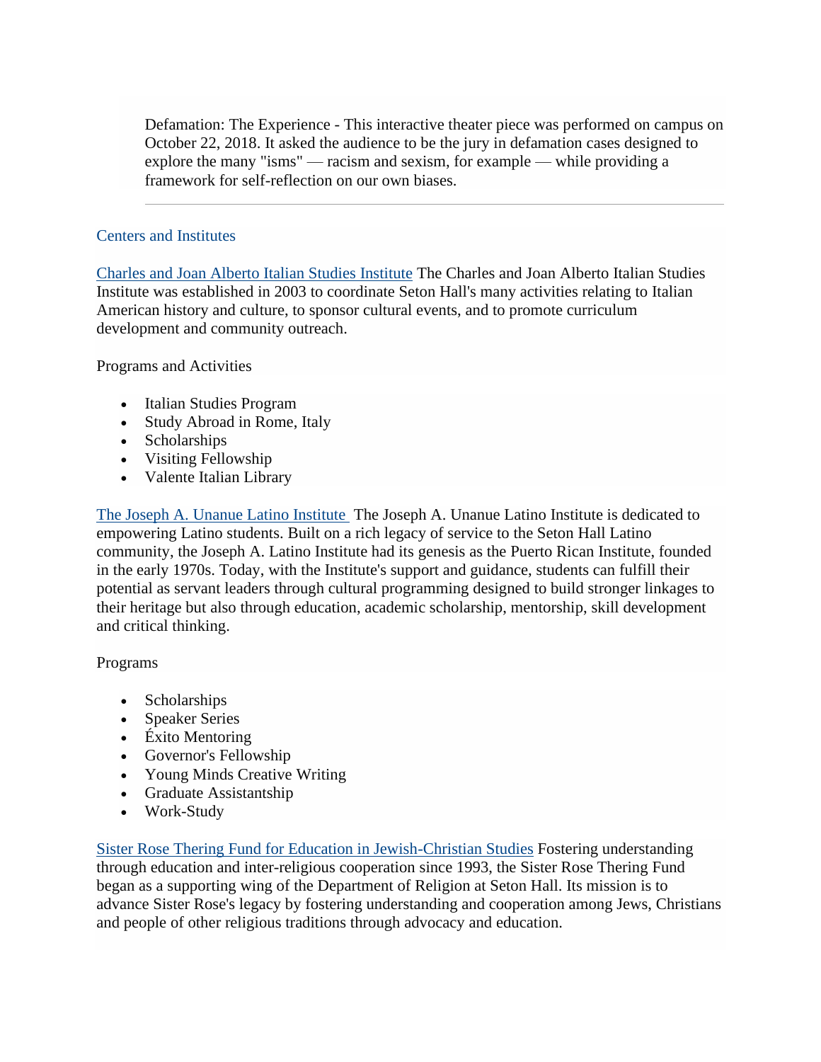Defamation: The Experience - This interactive theater piece was performed on campus on October 22, 2018. It asked the audience to be the jury in defamation cases designed to explore the many "isms" — racism and sexism, for example — while providing a framework for self-reflection on our own biases.

---

## Centers and Institutes

Charles and Joan Alberto Italian Studies Institute The Charles and Joan Alberto Italian Studies Institute was established in 2003 to coordinate Seton Hall's many activities relating to Italian American history and culture, to sponsor cultural events, and to promote curriculum development and community outreach.

Programs and Activities

- Italian Studies Program
- Study Abroad in Rome, Italy
- Scholarships
- Visiting Fellowship
- Valente Italian Library

The Joseph A. Unanue Latino Institute The Joseph A. Unanue Latino Institute is dedicated to empowering Latino students. Built on a rich legacy of service to the Seton Hall Latino community, the Joseph A. Latino Institute had its genesis as the Puerto Rican Institute, founded in the early 1970s. Today, with the Institute's support and guidance, students can fulfill their potential as servant leaders through cultural programming designed to build stronger linkages to their heritage but also through education, academic scholarship, mentorship, skill development and critical thinking.

Programs

- Scholarships
- Speaker Series
- Éxito Mentoring
- Governor's Fellowship
- Young Minds Creative Writing
- Graduate Assistantship
- Work-Study

Sister Rose Thering Fund for Education in Jewish-Christian Studies Fostering understanding through education and inter-religious cooperation since 1993, the Sister Rose Thering Fund began as a supporting wing of the Department of Religion at Seton Hall. Its mission is to advance Sister Rose's legacy by fostering understanding and cooperation among Jews, Christians and people of other religious traditions through advocacy and education.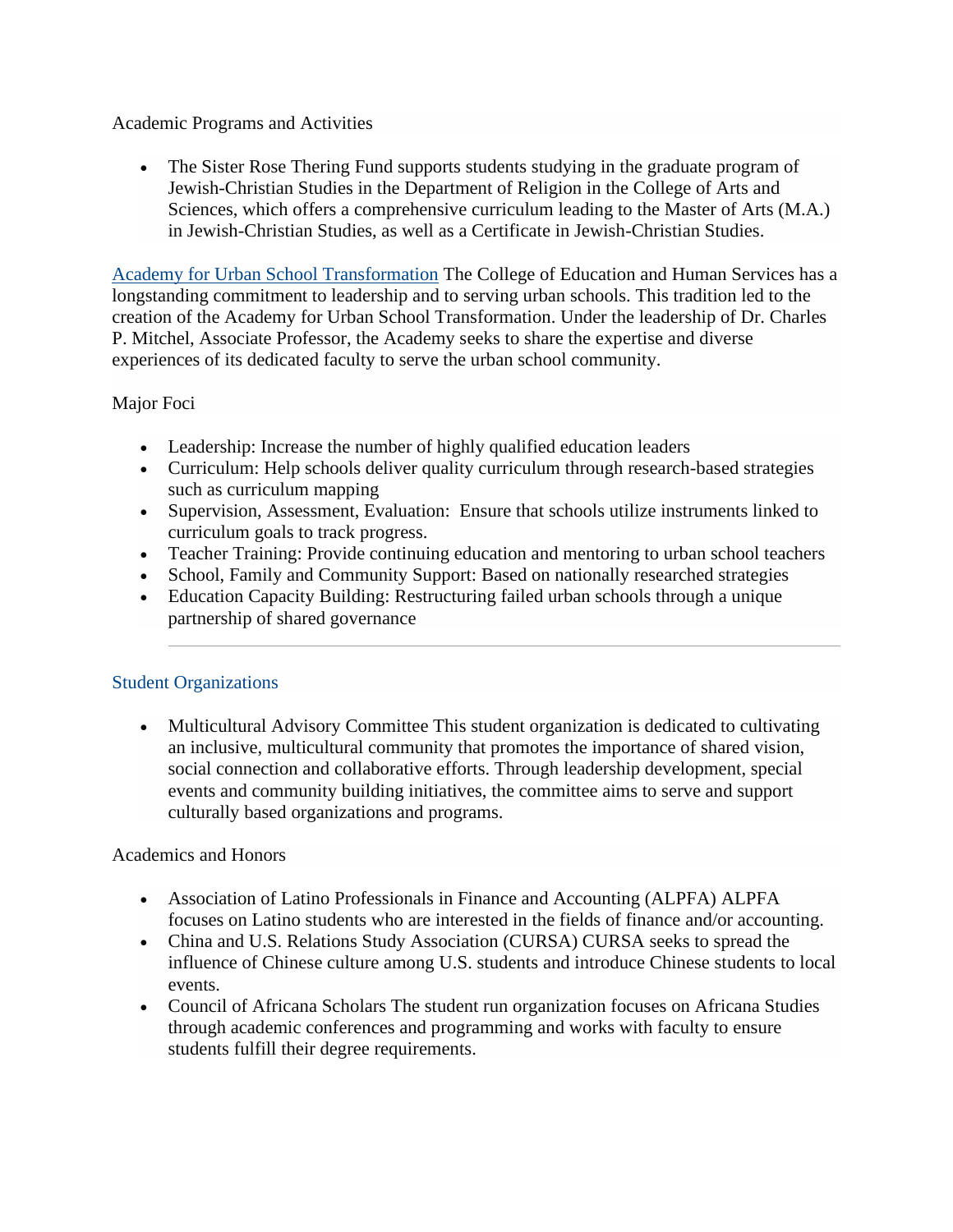Academic Programs and Activities

- The Sister Rose Thering Fund supports students studying in the graduate program of Jewish-Christian Studies in the Department of Religion in the College of Arts and Sciences, which offers a comprehensive curriculum leading to the Master of Arts (M.A.) in Jewish-Christian Studies, as well as a Certificate in Jewish-Christian Studies.

Academy for Urban School Transformation The College of Education and Human Services has a longstanding commitment to leadership and to serving urban schools. This tradition led to the creation of the Academy for Urban School Transformation. Under the leadership of Dr. Charles P. Mitchel, Associate Professor, the Academy seeks to share the expertise and diverse experiences of its dedicated faculty to serve the urban school community.

Major Foci

- Leadership: Increase the number of highly qualified education leaders
- Curriculum: Help schools deliver quality curriculum through research-based strategies such as curriculum mapping
- Supervision, Assessment, Evaluation: Ensure that schools utilize instruments linked to curriculum goals to track progress.
- Teacher Training: Provide continuing education and mentoring to urban school teachers
- School, Family and Community Support: Based on nationally researched strategies
- Education Capacity Building: Restructuring failed urban schools through a unique partnership of shared governance

---

Student Organizations

- Multicultural Advisory Committee This student organization is dedicated to cultivating an inclusive, multicultural community that promotes the importance of shared vision, social connection and collaborative efforts. Through leadership development, special events and community building initiatives, the committee aims to serve and support culturally based organizations and programs.

Academics and Honors

- Association of Latino Professionals in Finance and Accounting (ALPFA) ALPFA focuses on Latino students who are interested in the fields of finance and/or accounting.
- China and U.S. Relations Study Association (CURSA) CURSA seeks to spread the influence of Chinese culture among U.S. students and introduce Chinese students to local events.
- Council of Africana Scholars The student run organization focuses on Africana Studies through academic conferences and programming and works with faculty to ensure students fulfill their degree requirements.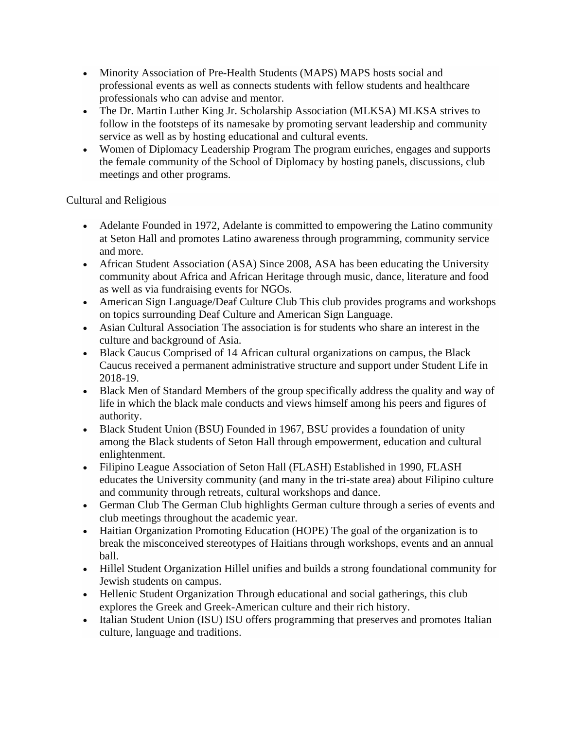- Minority Association of Pre-Health Students (MAPS) MAPS hosts social and professional events as well as connects students with fellow students and healthcare professionals who can advise and mentor.
- The Dr. Martin Luther King Jr. Scholarship Association (MLKSA) MLKSA strives to follow in the footsteps of its namesake by promoting servant leadership and community service as well as by hosting educational and cultural events.
- Women of Diplomacy Leadership Program The program enriches, engages and supports the female community of the School of Diplomacy by hosting panels, discussions, club meetings and other programs.

Cultural and Religious

- Adelante Founded in 1972, Adelante is committed to empowering the Latino community at Seton Hall and promotes Latino awareness through programming, community service and more.
- African Student Association (ASA) Since 2008, ASA has been educating the University community about Africa and African Heritage through music, dance, literature and food as well as via fundraising events for NGOs.
- American Sign Language/Deaf Culture Club This club provides programs and workshops on topics surrounding Deaf Culture and American Sign Language.
- Asian Cultural Association The association is for students who share an interest in the culture and background of Asia.
- Black Caucus Comprised of 14 African cultural organizations on campus, the Black Caucus received a permanent administrative structure and support under Student Life in 2018-19.
- Black Men of Standard Members of the group specifically address the quality and way of life in which the black male conducts and views himself among his peers and figures of authority.
- Black Student Union (BSU) Founded in 1967, BSU provides a foundation of unity among the Black students of Seton Hall through empowerment, education and cultural enlightenment.
- Filipino League Association of Seton Hall (FLASH) Established in 1990, FLASH educates the University community (and many in the tri-state area) about Filipino culture and community through retreats, cultural workshops and dance.
- German Club The German Club highlights German culture through a series of events and club meetings throughout the academic year.
- Haitian Organization Promoting Education (HOPE) The goal of the organization is to break the misconceived stereotypes of Haitians through workshops, events and an annual ball.
- Hillel Student Organization Hillel unifies and builds a strong foundational community for Jewish students on campus.
- Hellenic Student Organization Through educational and social gatherings, this club explores the Greek and Greek-American culture and their rich history.
- Italian Student Union (ISU) ISU offers programming that preserves and promotes Italian culture, language and traditions.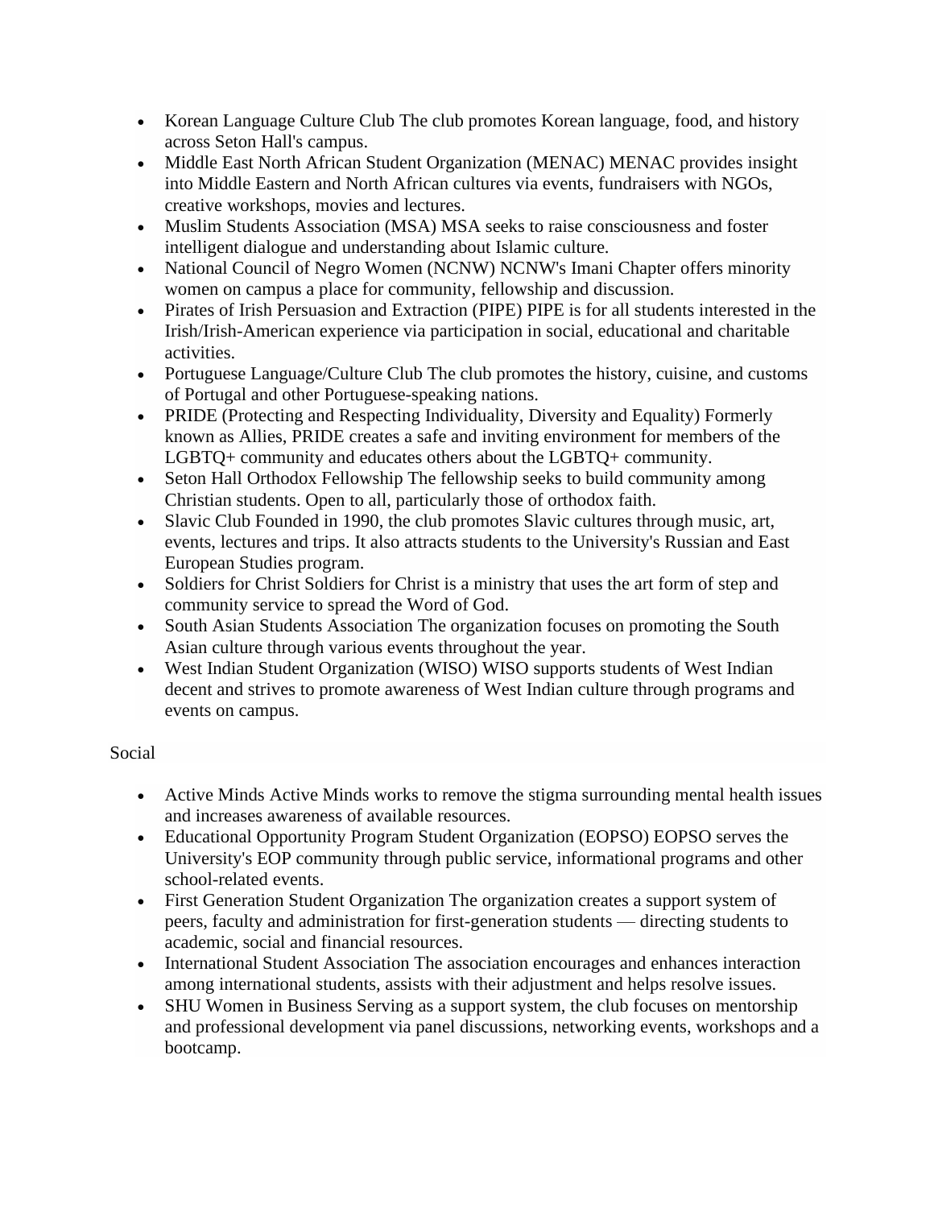- Korean Language Culture Club The club promotes Korean language, food, and history across Seton Hall's campus.
- Middle East North African Student Organization (MENAC) MENAC provides insight into Middle Eastern and North African cultures via events, fundraisers with NGOs, creative workshops, movies and lectures.
- Muslim Students Association (MSA) MSA seeks to raise consciousness and foster intelligent dialogue and understanding about Islamic culture.
- National Council of Negro Women (NCNW) NCNW's Imani Chapter offers minority women on campus a place for community, fellowship and discussion.
- Pirates of Irish Persuasion and Extraction (PIPE) PIPE is for all students interested in the Irish/Irish-American experience via participation in social, educational and charitable activities.
- Portuguese Language/Culture Club The club promotes the history, cuisine, and customs of Portugal and other Portuguese-speaking nations.
- PRIDE (Protecting and Respecting Individuality, Diversity and Equality) Formerly known as Allies, PRIDE creates a safe and inviting environment for members of the LGBTQ+ community and educates others about the LGBTQ+ community.
- Seton Hall Orthodox Fellowship The fellowship seeks to build community among Christian students. Open to all, particularly those of orthodox faith.
- Slavic Club Founded in 1990, the club promotes Slavic cultures through music, art, events, lectures and trips. It also attracts students to the University's Russian and East European Studies program.
- Soldiers for Christ Soldiers for Christ is a ministry that uses the art form of step and community service to spread the Word of God.
- South Asian Students Association The organization focuses on promoting the South Asian culture through various events throughout the year.
- West Indian Student Organization (WISO) WISO supports students of West Indian decent and strives to promote awareness of West Indian culture through programs and events on campus.

Social

- Active Minds Active Minds works to remove the stigma surrounding mental health issues and increases awareness of available resources.
- Educational Opportunity Program Student Organization (EOPSO) EOPSO serves the University's EOP community through public service, informational programs and other school-related events.
- First Generation Student Organization The organization creates a support system of peers, faculty and administration for first-generation students — directing students to academic, social and financial resources.
- International Student Association The association encourages and enhances interaction among international students, assists with their adjustment and helps resolve issues.
- SHU Women in Business Serving as a support system, the club focuses on mentorship and professional development via panel discussions, networking events, workshops and a bootcamp.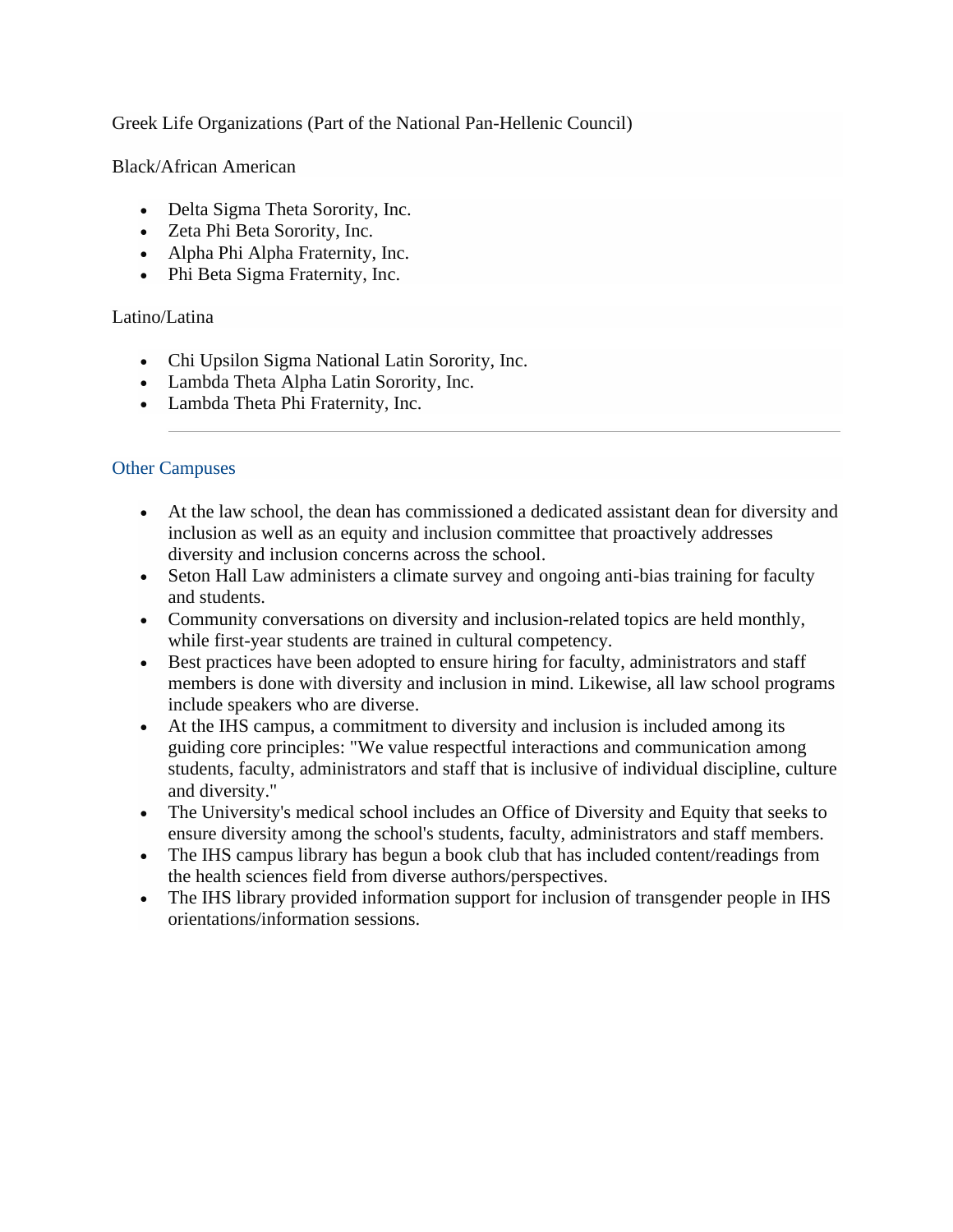Greek Life Organizations (Part of the National Pan-Hellenic Council)

Black/African American

- Delta Sigma Theta Sorority, Inc.
- Zeta Phi Beta Sorority, Inc.
- Alpha Phi Alpha Fraternity, Inc.
- Phi Beta Sigma Fraternity, Inc.

Latino/Latina

- Chi Upsilon Sigma National Latin Sorority, Inc.
- Lambda Theta Alpha Latin Sorority, Inc.
- Lambda Theta Phi Fraternity, Inc.

---

## Other Campuses

- At the law school, the dean has commissioned a dedicated assistant dean for diversity and inclusion as well as an equity and inclusion committee that proactively addresses diversity and inclusion concerns across the school.
- Seton Hall Law administers a climate survey and ongoing anti-bias training for faculty and students.
- Community conversations on diversity and inclusion-related topics are held monthly, while first-year students are trained in cultural competency.
- Best practices have been adopted to ensure hiring for faculty, administrators and staff members is done with diversity and inclusion in mind. Likewise, all law school programs include speakers who are diverse.
- At the IHS campus, a commitment to diversity and inclusion is included among its guiding core principles: "We value respectful interactions and communication among students, faculty, administrators and staff that is inclusive of individual discipline, culture and diversity."
- The University's medical school includes an Office of Diversity and Equity that seeks to ensure diversity among the school's students, faculty, administrators and staff members.
- The IHS campus library has begun a book club that has included content/readings from the health sciences field from diverse authors/perspectives.
- The IHS library provided information support for inclusion of transgender people in IHS orientations/information sessions.